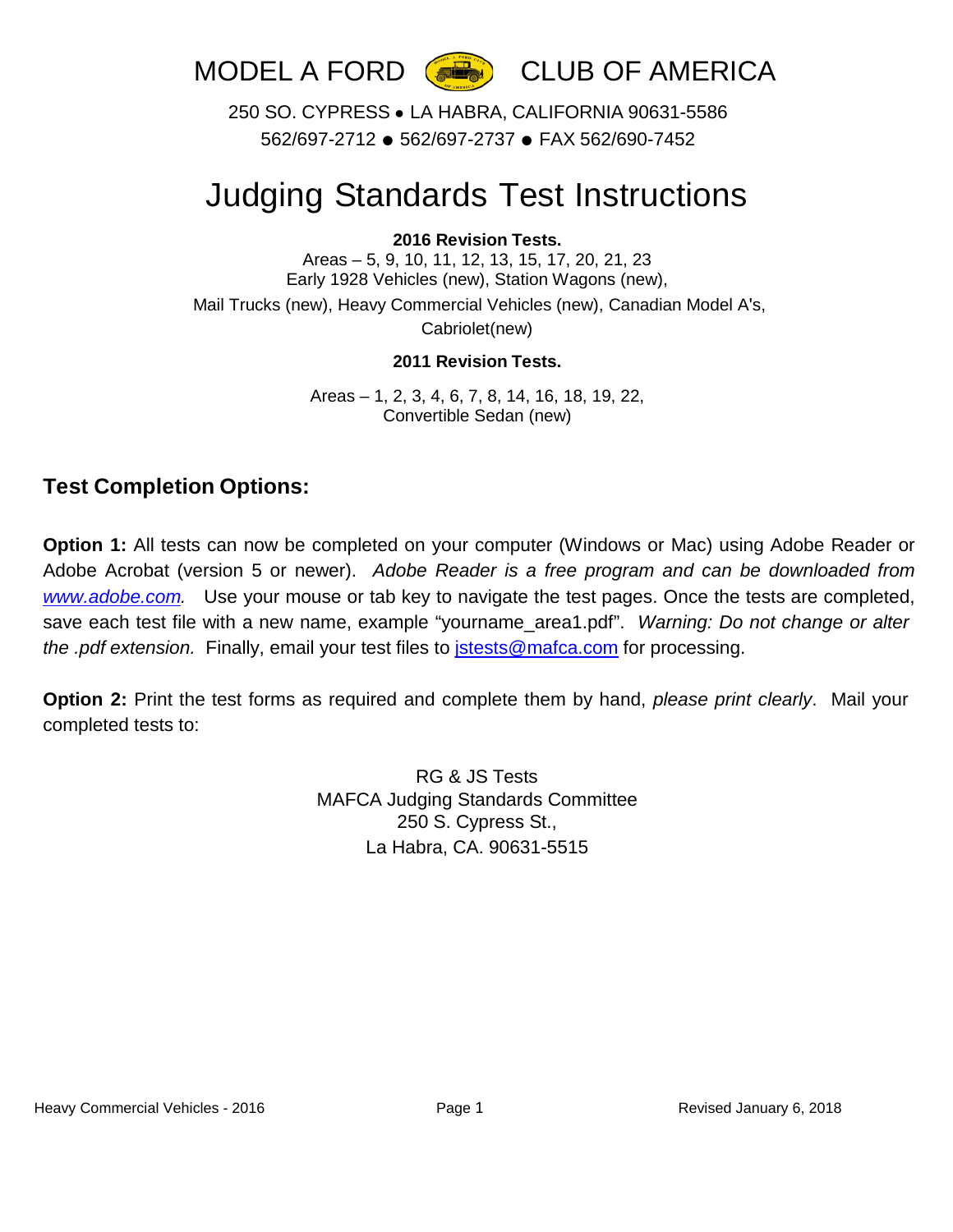MODEL A FORD CLUB OF AMERICA

250 SO. CYPRESS • LA HABRA, CALIFORNIA 90631-5586

562/697-2712 ● 562/697-2737 ● FAX 562/690-7452

# Judging Standards Test Instructions

**2016 Revision Tests.**

Areas – 5, 9, 10, 11, 12, 13, 15, 17, 20, 21, 23
Early 1928 Vehicles (new), Station Wagons (new),
Mail Trucks (new), Heavy Commercial Vehicles (new), Canadian Model A's,
Cabriolet(new)

**2011 Revision Tests.**

Areas – 1, 2, 3, 4, 6, 7, 8, 14, 16, 18, 19, 22,
Convertible Sedan (new)

## Test Completion Options:

**Option 1:** All tests can now be completed on your computer (Windows or Mac) using Adobe Reader or Adobe Acrobat (version 5 or newer). *Adobe Reader is a free program and can be downloaded from www.adobe.com.* Use your mouse or tab key to navigate the test pages. Once the tests are completed, save each test file with a new name, example "yourname_area1.pdf". *Warning: Do not change or alter the .pdf extension.* Finally, email your test files to jstests@mafca.com for processing.

**Option 2:** Print the test forms as required and complete them by hand, *please print clearly*. Mail your completed tests to:

RG & JS Tests
MAFCA Judging Standards Committee
250 S. Cypress St.,
La Habra, CA. 90631-5515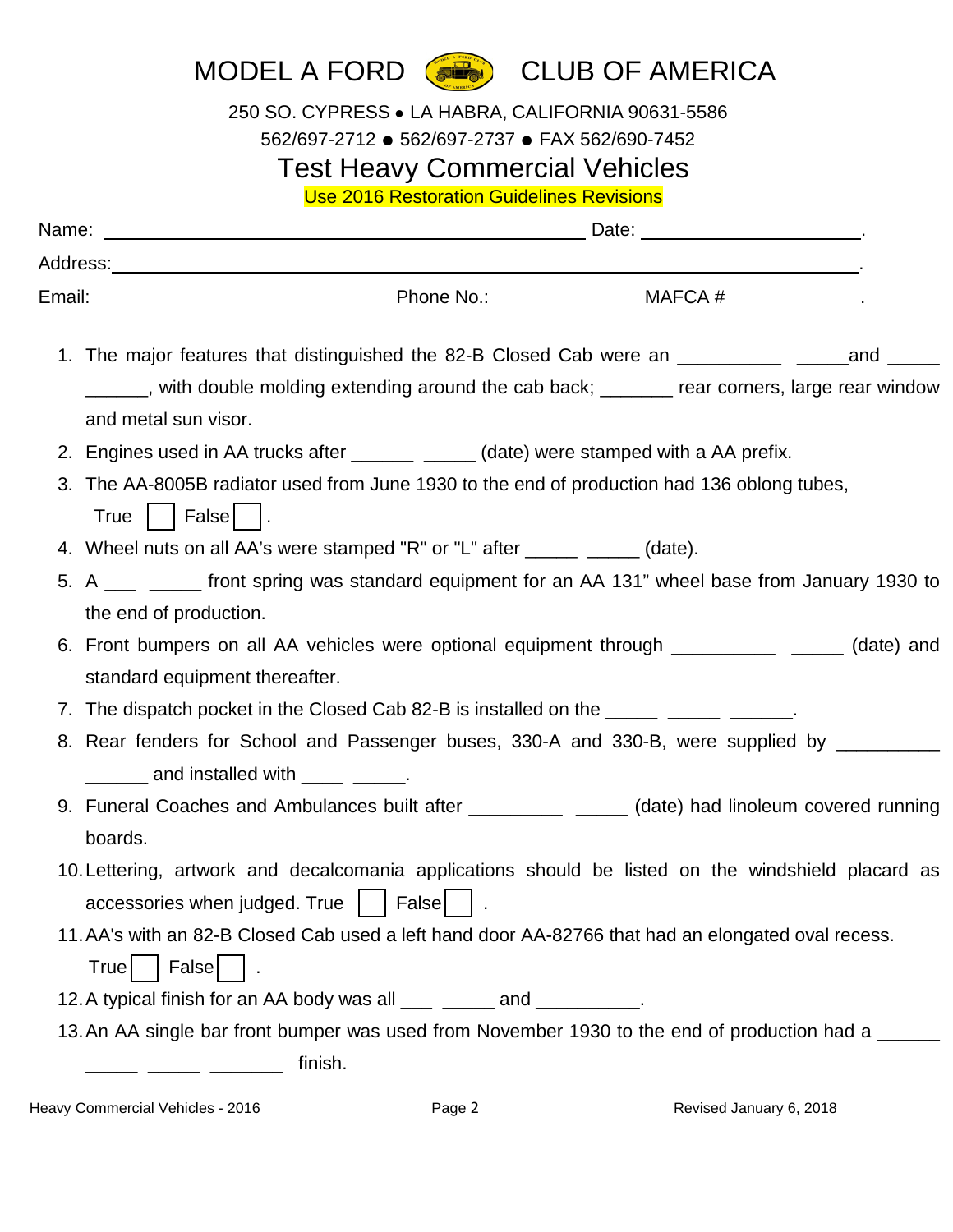# MODEL A FORD CLUB OF AMERICA

250 SO. CYPRESS • LA HABRA, CALIFORNIA 90631-5586

562/697-2712 ● 562/697-2737 ● FAX 562/690-7452

## Test Heavy Commercial Vehicles

Use 2016 Restoration Guidelines Revisions

Name: ______________________________ Date: ______________.

Address: ______________________________________________.

Email: ____________________ Phone No.: __________ MAFCA # __________.

1. The major features that distinguished the 82-B Closed Cab were an __________ _____and _____ ______, with double molding extending around the cab back; _______ rear corners, large rear window and metal sun visor.
2. Engines used in AA trucks after ______ _____ (date) were stamped with a AA prefix.
3. The AA-8005B radiator used from June 1930 to the end of production had 136 oblong tubes, True ☐ False ☐.
4. Wheel nuts on all AA's were stamped "R" or "L" after _____ _____ (date).
5. A ___ _____ front spring was standard equipment for an AA 131" wheel base from January 1930 to the end of production.
6. Front bumpers on all AA vehicles were optional equipment through __________ _____ (date) and standard equipment thereafter.
7. The dispatch pocket in the Closed Cab 82-B is installed on the _____ _____ ______.
8. Rear fenders for School and Passenger buses, 330-A and 330-B, were supplied by __________ ______ and installed with ____ _____.
9. Funeral Coaches and Ambulances built after _________ _____ (date) had linoleum covered running boards.
10. Lettering, artwork and decalcomania applications should be listed on the windshield placard as accessories when judged. True ☐ False ☐.
11. AA's with an 82-B Closed Cab used a left hand door AA-82766 that had an elongated oval recess. True ☐ False ☐.
12. A typical finish for an AA body was all ___ _____ and __________.
13. An AA single bar front bumper was used from November 1930 to the end of production had a ______ _____ _____ _______ finish.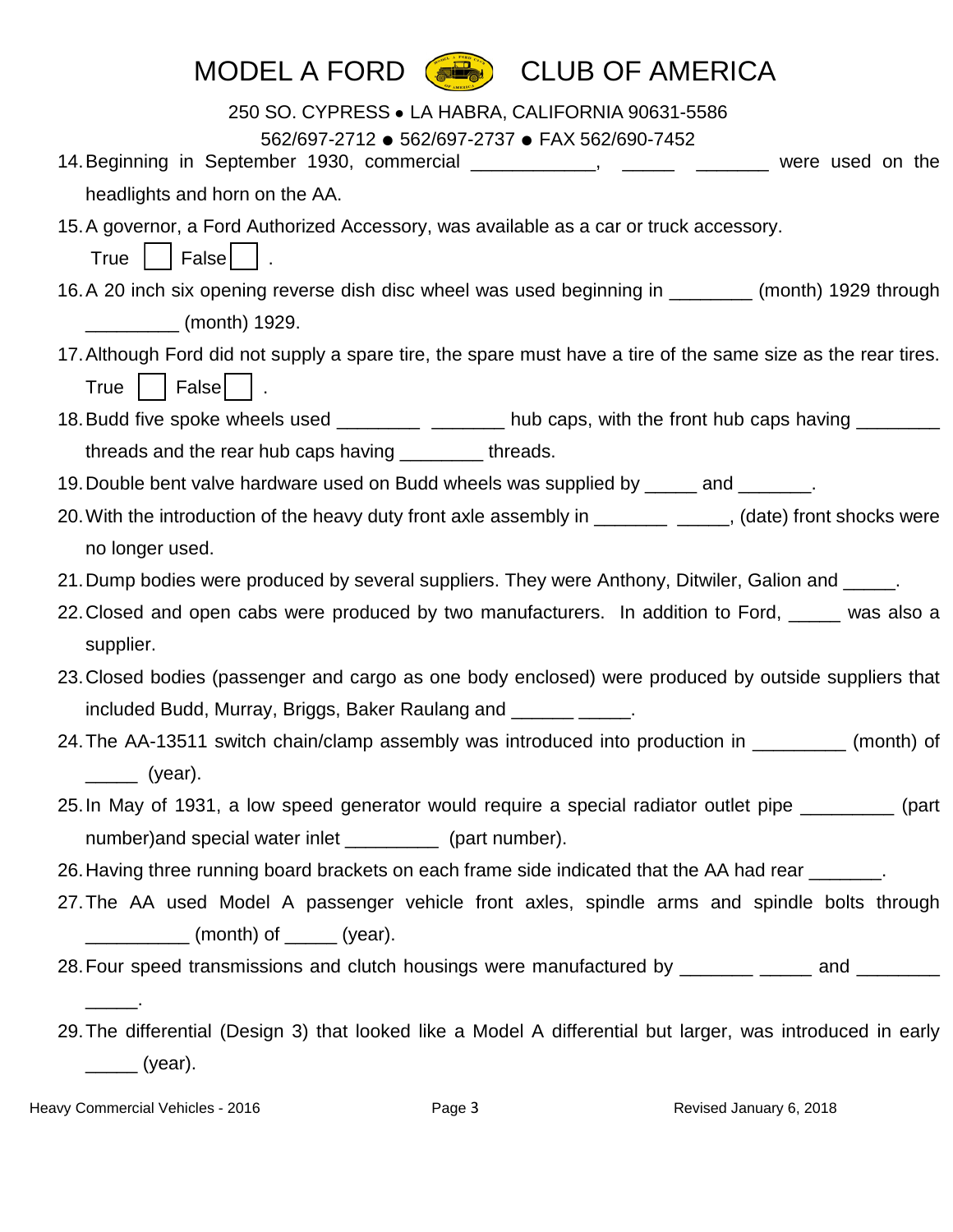# MODEL A FORD CLUB OF AMERICA

250 SO. CYPRESS • LA HABRA, CALIFORNIA 90631-5586

562/697-2712 ● 562/697-2737 ● FAX 562/690-7452

14. Beginning in September 1930, commercial ____________, _____ _______ were used on the headlights and horn on the AA.
15. A governor, a Ford Authorized Accessory, was available as a car or truck accessory.
    True ☐ False ☐ .
16. A 20 inch six opening reverse dish disc wheel was used beginning in ________ (month) 1929 through _________ (month) 1929.
17. Although Ford did not supply a spare tire, the spare must have a tire of the same size as the rear tires.
    True ☐ False ☐ .
18. Budd five spoke wheels used ________ _______ hub caps, with the front hub caps having ________ threads and the rear hub caps having ________ threads.
19. Double bent valve hardware used on Budd wheels was supplied by _____ and _______.
20. With the introduction of the heavy duty front axle assembly in _______ _____, (date) front shocks were no longer used.
21. Dump bodies were produced by several suppliers. They were Anthony, Ditwiler, Galion and _____.
22. Closed and open cabs were produced by two manufacturers. In addition to Ford, _____ was also a supplier.
23. Closed bodies (passenger and cargo as one body enclosed) were produced by outside suppliers that included Budd, Murray, Briggs, Baker Raulang and ______ _____.
24. The AA-13511 switch chain/clamp assembly was introduced into production in _________ (month) of _____ (year).
25. In May of 1931, a low speed generator would require a special radiator outlet pipe _________ (part number)and special water inlet _________ (part number).
26. Having three running board brackets on each frame side indicated that the AA had rear _______.
27. The AA used Model A passenger vehicle front axles, spindle arms and spindle bolts through __________ (month) of _____ (year).
28. Four speed transmissions and clutch housings were manufactured by _______ _____ and ________ _____.
29. The differential (Design 3) that looked like a Model A differential but larger, was introduced in early _____ (year).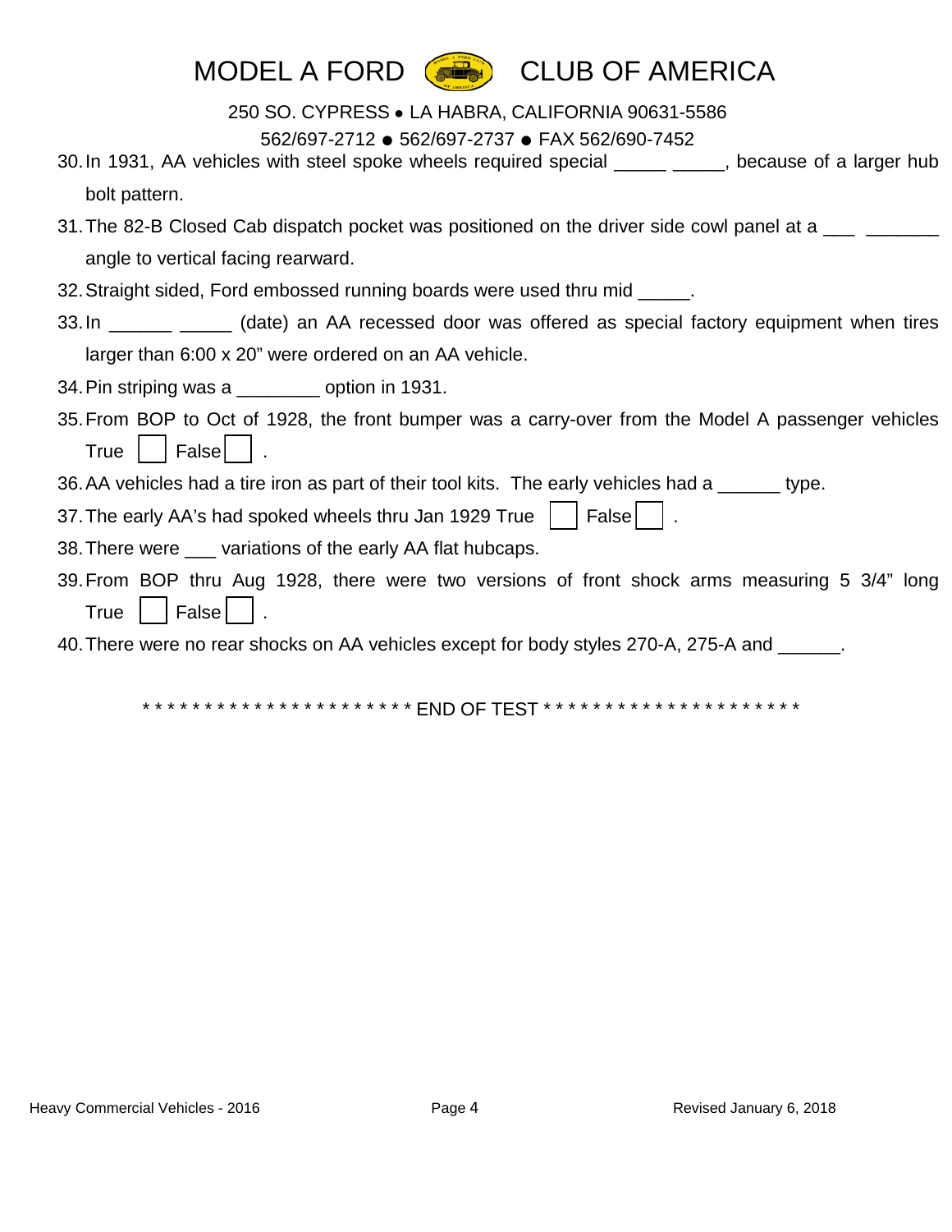# MODEL A FORD CLUB OF AMERICA

250 SO. CYPRESS • LA HABRA, CALIFORNIA 90631-5586

562/697-2712 ● 562/697-2737 ● FAX 562/690-7452

30. In 1931, AA vehicles with steel spoke wheels required special _____ _____, because of a larger hub bolt pattern.
31. The 82-B Closed Cab dispatch pocket was positioned on the driver side cowl panel at a ___ _______ angle to vertical facing rearward.
32. Straight sided, Ford embossed running boards were used thru mid _____.
33. In ______ _____ (date) an AA recessed door was offered as special factory equipment when tires larger than 6:00 x 20" were ordered on an AA vehicle.
34. Pin striping was a ________ option in 1931.
35. From BOP to Oct of 1928, the front bumper was a carry-over from the Model A passenger vehicles True ☐ False ☐ .
36. AA vehicles had a tire iron as part of their tool kits. The early vehicles had a ______ type.
37. The early AA's had spoked wheels thru Jan 1929 True ☐ False ☐ .
38. There were ___ variations of the early AA flat hubcaps.
39. From BOP thru Aug 1928, there were two versions of front shock arms measuring 5 3/4" long True ☐ False ☐ .
40. There were no rear shocks on AA vehicles except for body styles 270-A, 275-A and ______.

********************** END OF TEST *********************

Heavy Commercial Vehicles - 2016 — Revised January 6, 2018